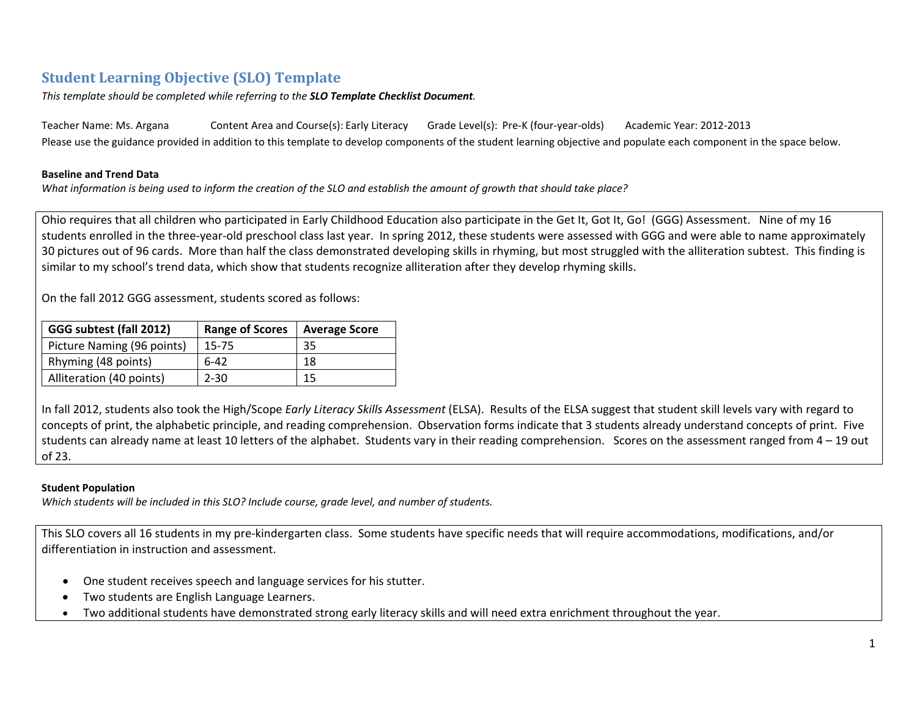# Student Learning Objective (SLO) Template

*This template should be completed while referring to the **SLO Template Checklist Document**.*

Teacher Name: Ms. Argana Content Area and Course(s): Early Literacy Grade Level(s): Pre-K (four-year-olds) Academic Year: 2012-2013

Please use the guidance provided in addition to this template to develop components of the student learning objective and populate each component in the space below.

**Baseline and Trend Data**

*What information is being used to inform the creation of the SLO and establish the amount of growth that should take place?*

Ohio requires that all children who participated in Early Childhood Education also participate in the Get It, Got It, Go! (GGG) Assessment. Nine of my 16 students enrolled in the three-year-old preschool class last year. In spring 2012, these students were assessed with GGG and were able to name approximately 30 pictures out of 96 cards. More than half the class demonstrated developing skills in rhyming, but most struggled with the alliteration subtest. This finding is similar to my school's trend data, which show that students recognize alliteration after they develop rhyming skills.

On the fall 2012 GGG assessment, students scored as follows:

| GGG subtest (fall 2012) | Range of Scores | Average Score |
|---|---|---|
| Picture Naming (96 points) | 15-75 | 35 |
| Rhyming (48 points) | 6-42 | 18 |
| Alliteration (40 points) | 2-30 | 15 |

In fall 2012, students also took the High/Scope *Early Literacy Skills Assessment* (ELSA). Results of the ELSA suggest that student skill levels vary with regard to concepts of print, the alphabetic principle, and reading comprehension. Observation forms indicate that 3 students already understand concepts of print. Five students can already name at least 10 letters of the alphabet. Students vary in their reading comprehension. Scores on the assessment ranged from 4 – 19 out of 23.

**Student Population**

*Which students will be included in this SLO? Include course, grade level, and number of students.*

This SLO covers all 16 students in my pre-kindergarten class. Some students have specific needs that will require accommodations, modifications, and/or differentiation in instruction and assessment.

- One student receives speech and language services for his stutter.
- Two students are English Language Learners.
- Two additional students have demonstrated strong early literacy skills and will need extra enrichment throughout the year.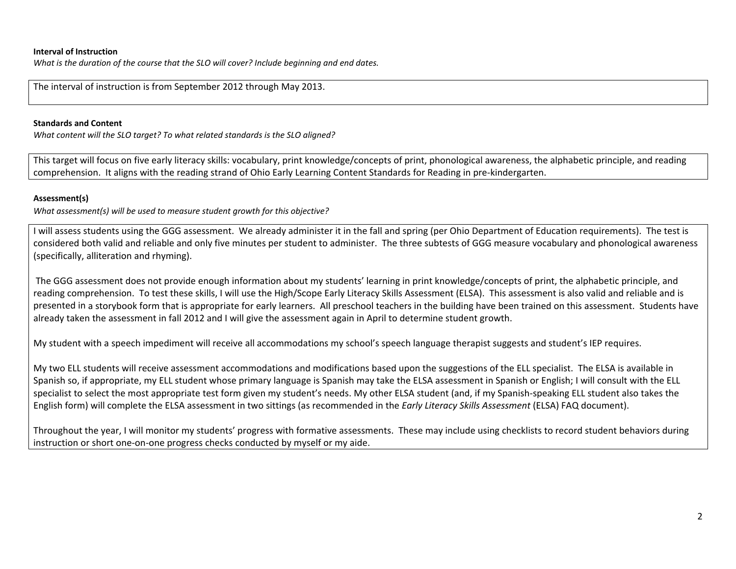**Interval of Instruction**

*What is the duration of the course that the SLO will cover? Include beginning and end dates.*

The interval of instruction is from September 2012 through May 2013.

**Standards and Content**

*What content will the SLO target? To what related standards is the SLO aligned?*

This target will focus on five early literacy skills: vocabulary, print knowledge/concepts of print, phonological awareness, the alphabetic principle, and reading comprehension. It aligns with the reading strand of Ohio Early Learning Content Standards for Reading in pre-kindergarten.

**Assessment(s)**

*What assessment(s) will be used to measure student growth for this objective?*

I will assess students using the GGG assessment. We already administer it in the fall and spring (per Ohio Department of Education requirements). The test is considered both valid and reliable and only five minutes per student to administer. The three subtests of GGG measure vocabulary and phonological awareness (specifically, alliteration and rhyming).

The GGG assessment does not provide enough information about my students' learning in print knowledge/concepts of print, the alphabetic principle, and reading comprehension. To test these skills, I will use the High/Scope Early Literacy Skills Assessment (ELSA). This assessment is also valid and reliable and is presented in a storybook form that is appropriate for early learners. All preschool teachers in the building have been trained on this assessment. Students have already taken the assessment in fall 2012 and I will give the assessment again in April to determine student growth.

My student with a speech impediment will receive all accommodations my school's speech language therapist suggests and student's IEP requires.

My two ELL students will receive assessment accommodations and modifications based upon the suggestions of the ELL specialist. The ELSA is available in Spanish so, if appropriate, my ELL student whose primary language is Spanish may take the ELSA assessment in Spanish or English; I will consult with the ELL specialist to select the most appropriate test form given my student's needs. My other ELSA student (and, if my Spanish-speaking ELL student also takes the English form) will complete the ELSA assessment in two sittings (as recommended in the *Early Literacy Skills Assessment* (ELSA) FAQ document).

Throughout the year, I will monitor my students' progress with formative assessments. These may include using checklists to record student behaviors during instruction or short one-on-one progress checks conducted by myself or my aide.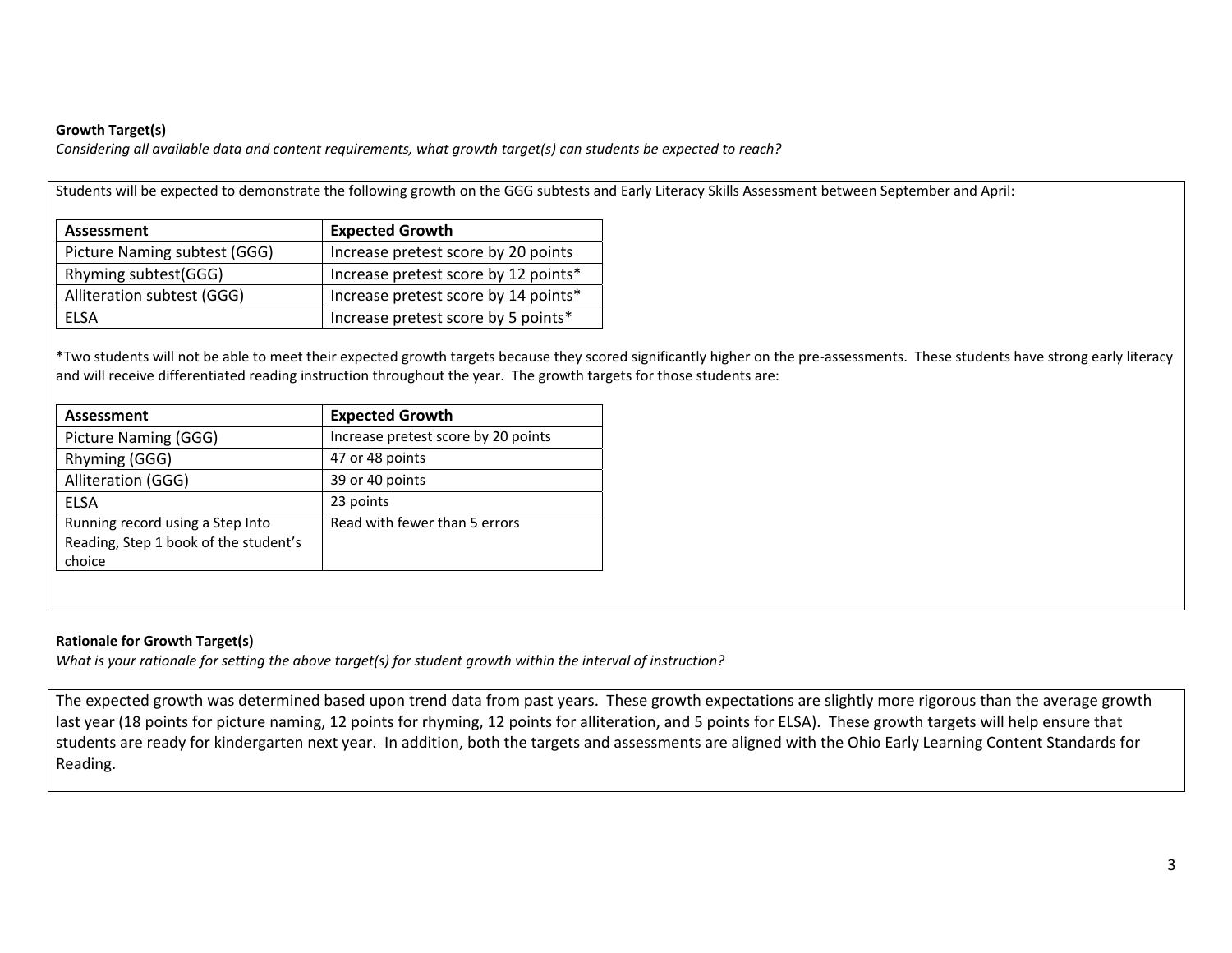**Growth Target(s)**

*Considering all available data and content requirements, what growth target(s) can students be expected to reach?*

Students will be expected to demonstrate the following growth on the GGG subtests and Early Literacy Skills Assessment between September and April:

| Assessment | Expected Growth |
|---|---|
| Picture Naming subtest (GGG) | Increase pretest score by 20 points |
| Rhyming subtest(GGG) | Increase pretest score by 12 points* |
| Alliteration subtest (GGG) | Increase pretest score by 14 points* |
| ELSA | Increase pretest score by 5 points* |

*Two students will not be able to meet their expected growth targets because they scored significantly higher on the pre-assessments. These students have strong early literacy and will receive differentiated reading instruction throughout the year. The growth targets for those students are:

| Assessment | Expected Growth |
|---|---|
| Picture Naming (GGG) | Increase pretest score by 20 points |
| Rhyming (GGG) | 47 or 48 points |
| Alliteration (GGG) | 39 or 40 points |
| ELSA | 23 points |
| Running record using a Step Into Reading, Step 1 book of the student's choice | Read with fewer than 5 errors |

**Rationale for Growth Target(s)**

*What is your rationale for setting the above target(s) for student growth within the interval of instruction?*

The expected growth was determined based upon trend data from past years. These growth expectations are slightly more rigorous than the average growth last year (18 points for picture naming, 12 points for rhyming, 12 points for alliteration, and 5 points for ELSA). These growth targets will help ensure that students are ready for kindergarten next year. In addition, both the targets and assessments are aligned with the Ohio Early Learning Content Standards for Reading.